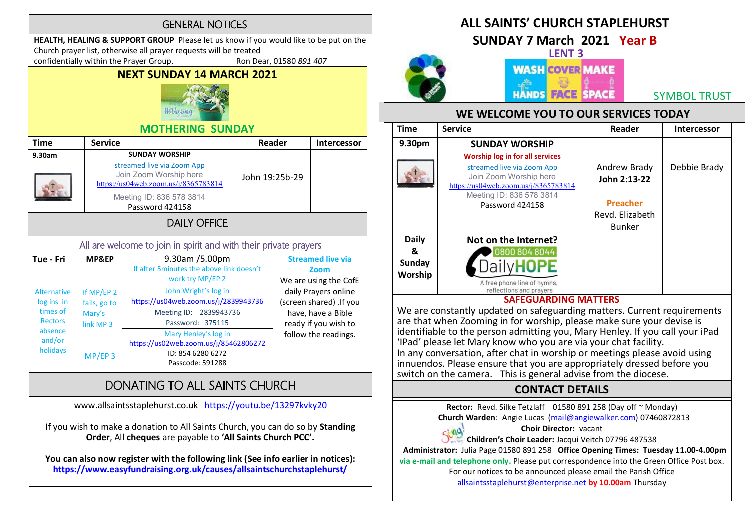# ALL SAINTS' CHURCH STAPLEHURST

## SUNDAY 7 March 2021 Year B

LENT 3

WASH HANDS COVER FACE MAKE SPACE

SYMBOL TRUST

## WE WELCOME YOU TO OUR SERVICES TODAY

| Time | Service | Reader | Intercessor |
|---|---|---|---|
| 9.30pm | **SUNDAY WORSHIP**<br>**Worship log in for all services**<br>streamed live via Zoom App<br>Join Zoom Worship here<br>https://us04web.zoom.us/j/8365783814<br>Meeting ID: 836 578 3814<br>Password 424158 | Andrew Brady<br>**John 2:13-22**<br><br>**Preacher**<br>Revd. Elizabeth Bunker | Debbie Brady |
| **Daily & Sunday Worship** | **Not on the Internet?**<br>0800 804 8044<br>DailyHOPE<br>A free phone line of hymns, reflections and prayers | | |

### SAFEGUARDING MATTERS

We are constantly updated on safeguarding matters. Current requirements are that when Zooming in for worship, please make sure your devise is identifiable to the person admitting you, Mary Henley. If you call your iPad 'IPad' please let Mary know who you are via your chat facility.
In any conversation, after chat in worship or meetings please avoid using innuendos. Please ensure that you are appropriately dressed before you switch on the camera. This is general advise from the diocese.

## CONTACT DETAILS

**Rector:** Revd. Silke Tetzlaff 01580 891 258 (Day off ~ Monday)
**Church Warden**: Angie Lucas (mail@angiewalker.com) 07460872813
**Choir Director:** vacant
**Children's Choir Leader:** Jacqui Veitch 07796 487538
**Administrator:** Julia Page 01580 891 258 **Office Opening Times: Tuesday 11.00-4.00pm via e-mail and telephone only.** Please put correspondence into the Green Office Post box.
For our notices to be announced please email the Parish Office allsaintsstaplehurst@enterprise.net **by 10.00am** Thursday

## GENERAL NOTICES

**HEALTH, HEALING & SUPPORT GROUP** Please let us know if you would like to be put on the Church prayer list, otherwise all prayer requests will be treated confidentially within the Prayer Group. Ron Dear, 01580 *891 407*

## NEXT SUNDAY 14 MARCH 2021

### MOTHERING SUNDAY

| Time | Service | Reader | Intercessor |
|---|---|---|---|
| 9.30am | **SUNDAY WORSHIP**<br>streamed live via Zoom App<br>Join Zoom Worship here<br>https://us04web.zoom.us/j/8365783814<br>Meeting ID: 836 578 3814<br>Password 424158 | John 19:25b-29 | |

## DAILY OFFICE

All are welcome to join in spirit and with their private prayers

| Tue - Fri | MP&EP | 9.30am /5.00pm<br>If after 5minutes the above link doesn't work try MP/EP 2 | **Streamed live via Zoom**<br>We are using the CofE daily Prayers online (screen shared) .If you have, have a Bible ready if you wish to follow the readings. |
|---|---|---|---|
| Alternative log ins in times of Rectors absence and/or holidays | If MP/EP 2 fails, go to Mary's link MP 3 | John Wright's log in<br>https://us04web.zoom.us/j/2839943736<br>Meeting ID: 2839943736<br>Password: 375115 | |
| | MP/EP 3 | Mary Henley's log in<br>https://us02web.zoom.us/j/85462806272<br>ID: 854 6280 6272<br>Passcode: 591288 | |

## DONATING TO ALL SAINTS CHURCH

www.allsaintsstaplehurst.co.uk https://youtu.be/13297kvky20

If you wish to make a donation to All Saints Church, you can do so by **Standing Order**, All **cheques** are payable to **'All Saints Church PCC'.**

**You can also now register with the following link (See info earlier in notices): https://www.easyfundraising.org.uk/causes/allsaintschurchstaplehurst/**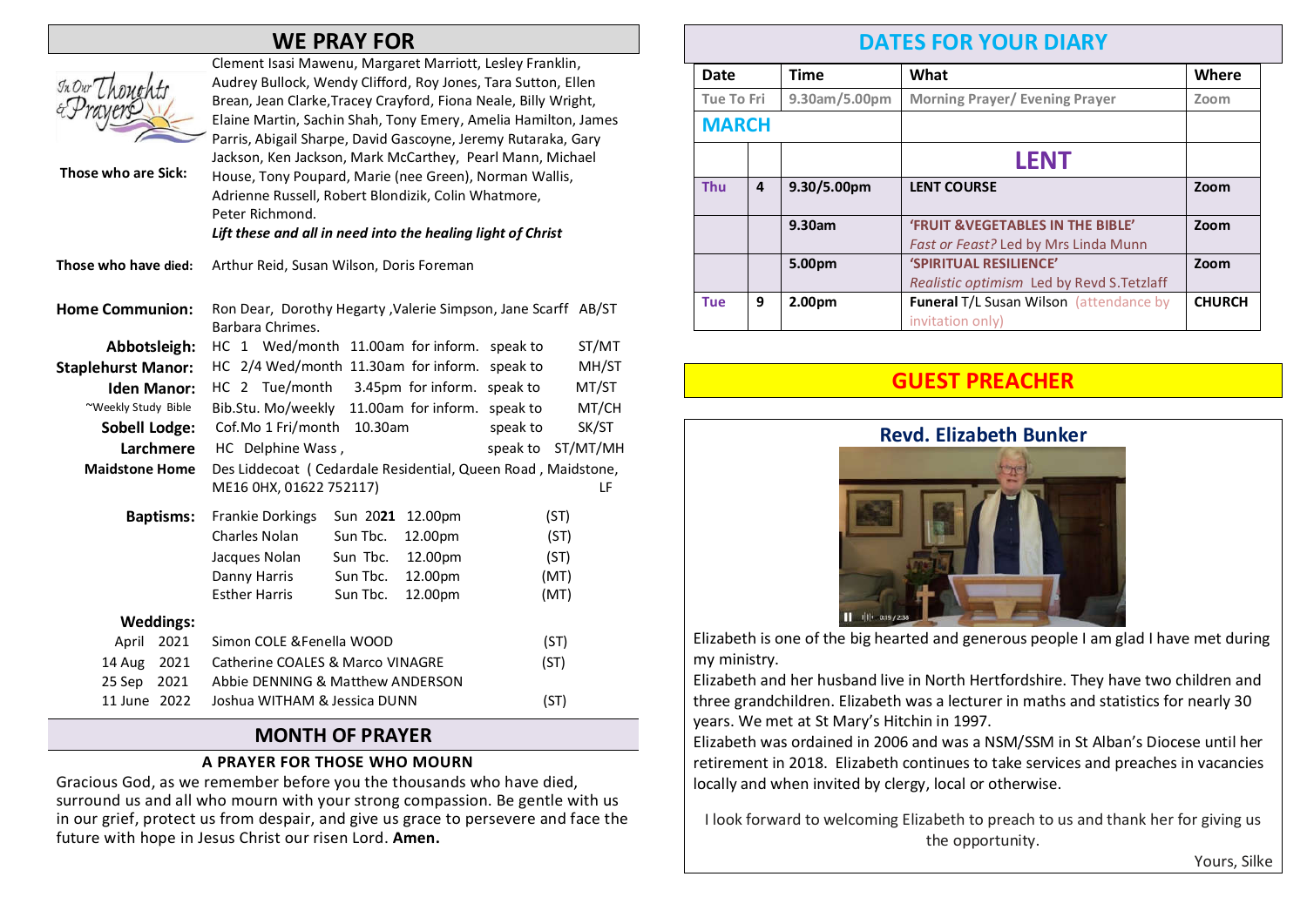## WE PRAY FOR

**Those who are Sick:** Clement Isasi Mawenu, Margaret Marriott, Lesley Franklin, Audrey Bullock, Wendy Clifford, Roy Jones, Tara Sutton, Ellen Brean, Jean Clarke, Tracey Crayford, Fiona Neale, Billy Wright, Elaine Martin, Sachin Shah, Tony Emery, Amelia Hamilton, James Parris, Abigail Sharpe, David Gascoyne, Jeremy Rutaraka, Gary Jackson, Ken Jackson, Mark McCarthey, Pearl Mann, Michael House, Tony Poupard, Marie (nee Green), Norman Wallis, Adrienne Russell, Robert Blondizik, Colin Whatmore, Peter Richmond.

*Lift these and all in need into the healing light of Christ*

**Those who have died:** Arthur Reid, Susan Wilson, Doris Foreman

**Home Communion:** Ron Dear, Dorothy Hegarty, Valerie Simpson, Jane Scarff AB/ST Barbara Chrimes.

| | | | | | |
|---|---|---|---|---|---|
| **Abbotsleigh:** | HC 1 Wed/month | 11.00am | for inform. | speak to | ST/MT |
| **Staplehurst Manor:** | HC 2/4 Wed/month | 11.30am | for inform. | speak to | MH/ST |
| **Iden Manor:** | HC 2 Tue/month | 3.45pm | for inform. | speak to | MT/ST |
| ~Weekly Study Bible | Bib.Stu. Mo/weekly | 11.00am | for inform. | speak to | MT/CH |
| **Sobell Lodge:** | Cof.Mo 1 Fri/month | 10.30am | | speak to | SK/ST |
| **Larchmere** | HC Delphine Wass, | | | speak to | ST/MT/MH |
| **Maidstone Home** | Des Liddecoat ( Cedardale Residential, Queen Road, Maidstone, ME16 0HX, 01622 752117) | | | | LF |

**Baptisms:**

| | | | |
|---|---|---|---|
| Frankie Dorkings | Sun 2021 | 12.00pm | (ST) |
| Charles Nolan | Sun Tbc. | 12.00pm | (ST) |
| Jacques Nolan | Sun Tbc. | 12.00pm | (ST) |
| Danny Harris | Sun Tbc. | 12.00pm | (MT) |
| Esther Harris | Sun Tbc. | 12.00pm | (MT) |

**Weddings:**

| | | |
|---|---|---|
| April 2021 | Simon COLE & Fenella WOOD | (ST) |
| 14 Aug 2021 | Catherine COALES & Marco VINAGRE | (ST) |
| 25 Sep 2021 | Abbie DENNING & Matthew ANDERSON | |
| 11 June 2022 | Joshua WITHAM & Jessica DUNN | (ST) |

## MONTH OF PRAYER

### A PRAYER FOR THOSE WHO MOURN

Gracious God, as we remember before you the thousands who have died, surround us and all who mourn with your strong compassion. Be gentle with us in our grief, protect us from despair, and give us grace to persevere and face the future with hope in Jesus Christ our risen Lord. **Amen.**

## DATES FOR YOUR DIARY

| Date | | Time | What | Where |
|---|---|---|---|---|
| Tue To Fri | | 9.30am/5.00pm | Morning Prayer/ Evening Prayer | Zoom |
| **MARCH** | | | | |
| | | | **LENT** | |
| **Thu** | **4** | **9.30/5.00pm** | **LENT COURSE** | **Zoom** |
| | | **9.30am** | **'FRUIT & VEGETABLES IN THE BIBLE'** *Fast or Feast?* Led by Mrs Linda Munn | **Zoom** |
| | | **5.00pm** | **'SPIRITUAL RESILIENCE'** *Realistic optimism* Led by Revd S.Tetzlaff | **Zoom** |
| **Tue** | **9** | **2.00pm** | **Funeral** T/L Susan Wilson (attendance by invitation only) | **CHURCH** |

## GUEST PREACHER

### Revd. Elizabeth Bunker

Elizabeth is one of the big hearted and generous people I am glad I have met during my ministry.

Elizabeth and her husband live in North Hertfordshire. They have two children and three grandchildren. Elizabeth was a lecturer in maths and statistics for nearly 30 years. We met at St Mary's Hitchin in 1997.

Elizabeth was ordained in 2006 and was a NSM/SSM in St Alban's Diocese until her retirement in 2018. Elizabeth continues to take services and preaches in vacancies locally and when invited by clergy, local or otherwise.

I look forward to welcoming Elizabeth to preach to us and thank her for giving us the opportunity.

Yours, Silke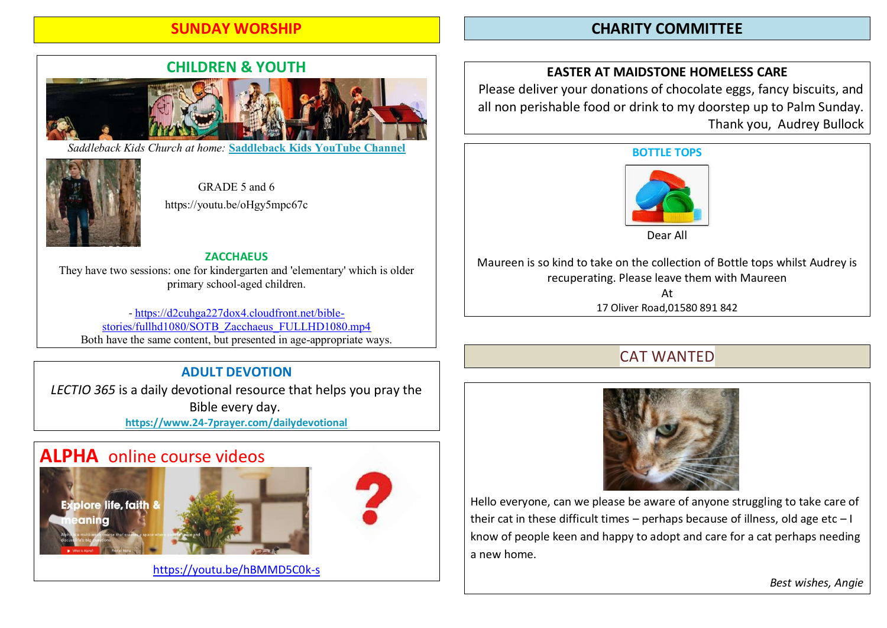# SUNDAY WORSHIP

## CHILDREN & YOUTH

*Saddleback Kids Church at home:* **Saddleback Kids YouTube Channel**

GRADE 5 and 6

https://youtu.be/oHgy5mpc67c

### ZACCHAEUS

They have two sessions: one for kindergarten and 'elementary' which is older primary school-aged children.

- https://d2cuhga227dox4.cloudfront.net/bible-stories/fullhd1080/SOTB_Zacchaeus_FULLHD1080.mp4

Both have the same content, but presented in age-appropriate ways.

## ADULT DEVOTION

*LECTIO 365* is a daily devotional resource that helps you pray the Bible every day.

**https://www.24-7prayer.com/dailydevotional**

## ALPHA online course videos

https://youtu.be/hBMMD5C0k-s

# CHARITY COMMITTEE

## EASTER AT MAIDSTONE HOMELESS CARE

Please deliver your donations of chocolate eggs, fancy biscuits, and all non perishable food or drink to my doorstep up to Palm Sunday.

Thank you, Audrey Bullock

## BOTTLE TOPS

Dear All

Maureen is so kind to take on the collection of Bottle tops whilst Audrey is recuperating. Please leave them with Maureen

At

17 Oliver Road,01580 891 842

## CAT WANTED

Hello everyone, can we please be aware of anyone struggling to take care of their cat in these difficult times – perhaps because of illness, old age etc – I know of people keen and happy to adopt and care for a cat perhaps needing a new home.

*Best wishes, Angie*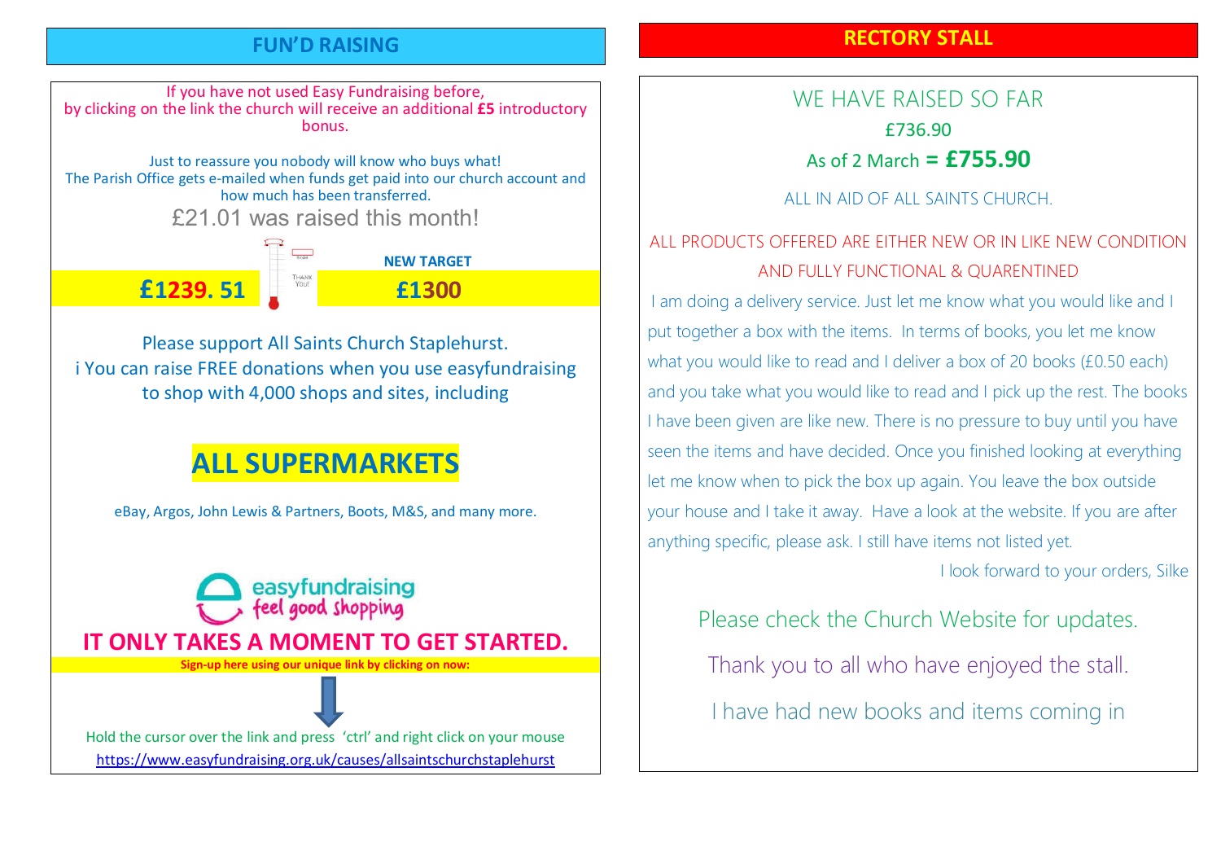## FUN'D RAISING

If you have not used Easy Fundraising before, by clicking on the link the church will receive an additional **£5** introductory bonus.

Just to reassure you nobody will know who buys what!
The Parish Office gets e-mailed when funds get paid into our church account and how much has been transferred.

£21.01 was raised this month!

**£1239. 51**

**NEW TARGET**

**£1300**

Please support All Saints Church Staplehurst.
i You can raise FREE donations when you use easyfundraising to shop with 4,000 shops and sites, including

# ALL SUPERMARKETS

eBay, Argos, John Lewis & Partners, Boots, M&S, and many more.

easyfundraising
feel good shopping

**IT ONLY TAKES A MOMENT TO GET STARTED.**

**Sign-up here using our unique link by clicking on now:**

Hold the cursor over the link and press 'ctrl' and right click on your mouse
https://www.easyfundraising.org.uk/causes/allsaintschurchstaplehurst

## RECTORY STALL

WE HAVE RAISED SO FAR
£736.90
As of 2 March **= £755.90**

ALL IN AID OF ALL SAINTS CHURCH.

ALL PRODUCTS OFFERED ARE EITHER NEW OR IN LIKE NEW CONDITION AND FULLY FUNCTIONAL & QUARENTINED

I am doing a delivery service. Just let me know what you would like and I put together a box with the items. In terms of books, you let me know what you would like to read and I deliver a box of 20 books (£0.50 each) and you take what you would like to read and I pick up the rest. The books I have been given are like new. There is no pressure to buy until you have seen the items and have decided. Once you finished looking at everything let me know when to pick the box up again. You leave the box outside your house and I take it away. Have a look at the website. If you are after anything specific, please ask. I still have items not listed yet.

I look forward to your orders, Silke

Please check the Church Website for updates.

Thank you to all who have enjoyed the stall.

I have had new books and items coming in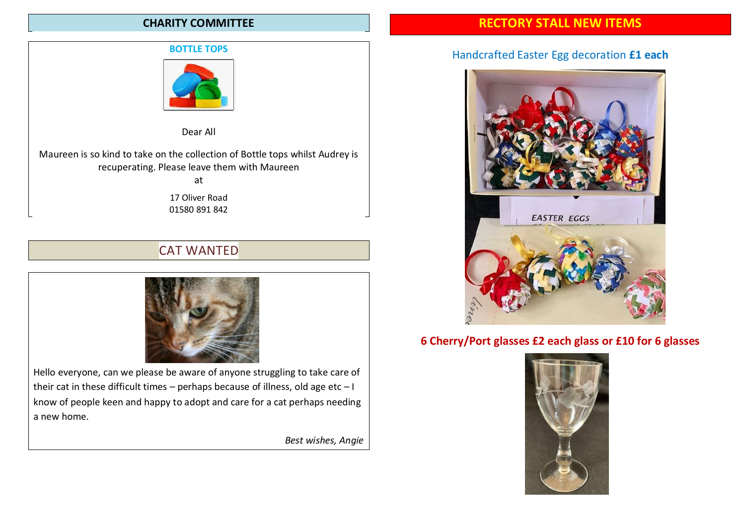## CHARITY COMMITTEE

### BOTTLE TOPS

Dear All

Maureen is so kind to take on the collection of Bottle tops whilst Audrey is recuperating. Please leave them with Maureen at

17 Oliver Road
01580 891 842

## CAT WANTED

Hello everyone, can we please be aware of anyone struggling to take care of their cat in these difficult times – perhaps because of illness, old age etc – I know of people keen and happy to adopt and care for a cat perhaps needing a new home.

*Best wishes, Angie*

## RECTORY STALL NEW ITEMS

Handcrafted Easter Egg decoration **£1 each**

**6 Cherry/Port glasses £2 each glass or £10 for 6 glasses**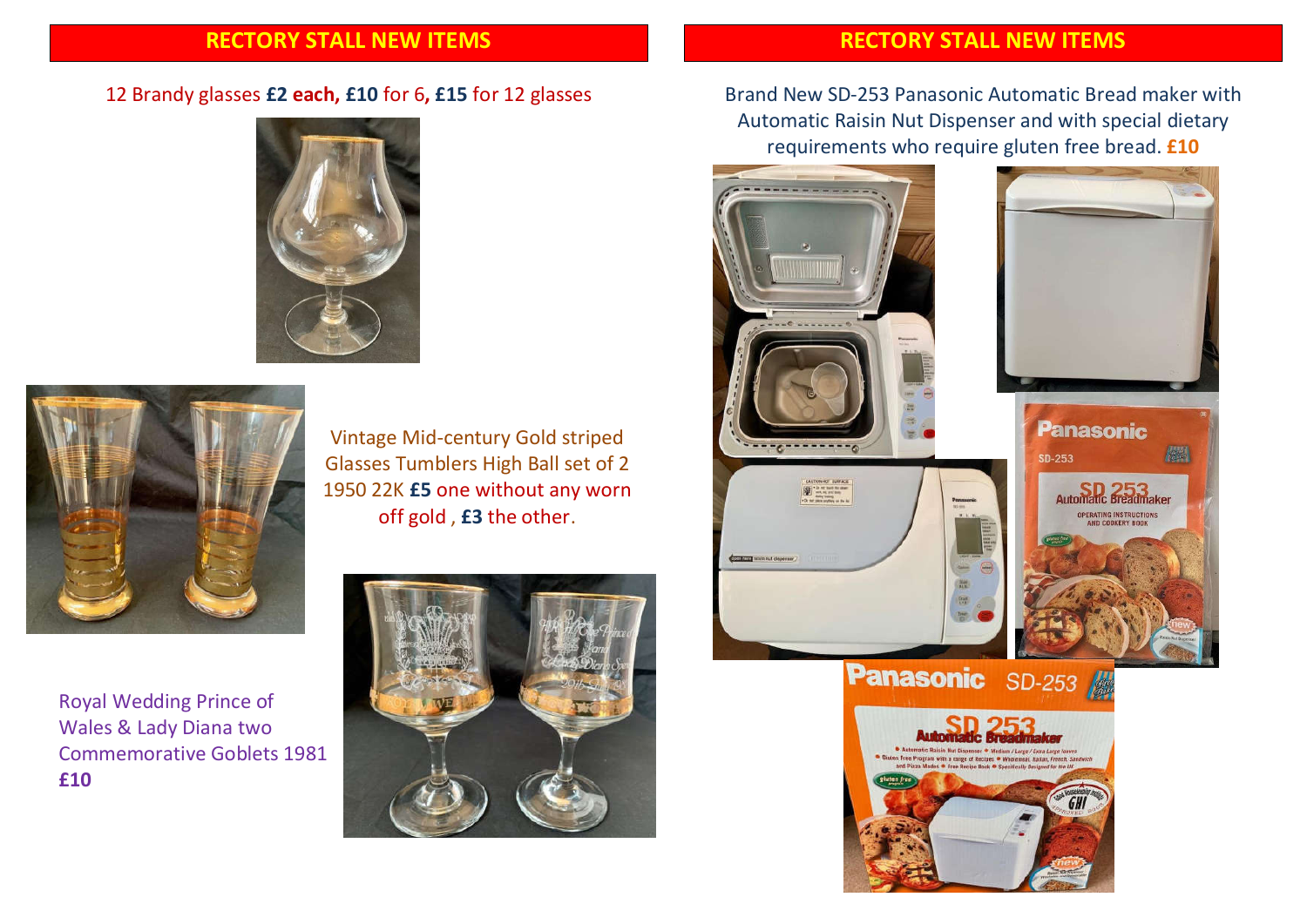## RECTORY STALL NEW ITEMS

12 Brandy glasses **£2 each, £10** for 6**, £15** for 12 glasses

Vintage Mid-century Gold striped Glasses Tumblers High Ball set of 2 1950 22K **£5** one without any worn off gold , **£3** the other.

Royal Wedding Prince of Wales & Lady Diana two Commemorative Goblets 1981 **£10**

## RECTORY STALL NEW ITEMS

Brand New SD-253 Panasonic Automatic Bread maker with Automatic Raisin Nut Dispenser and with special dietary requirements who require gluten free bread. **£10**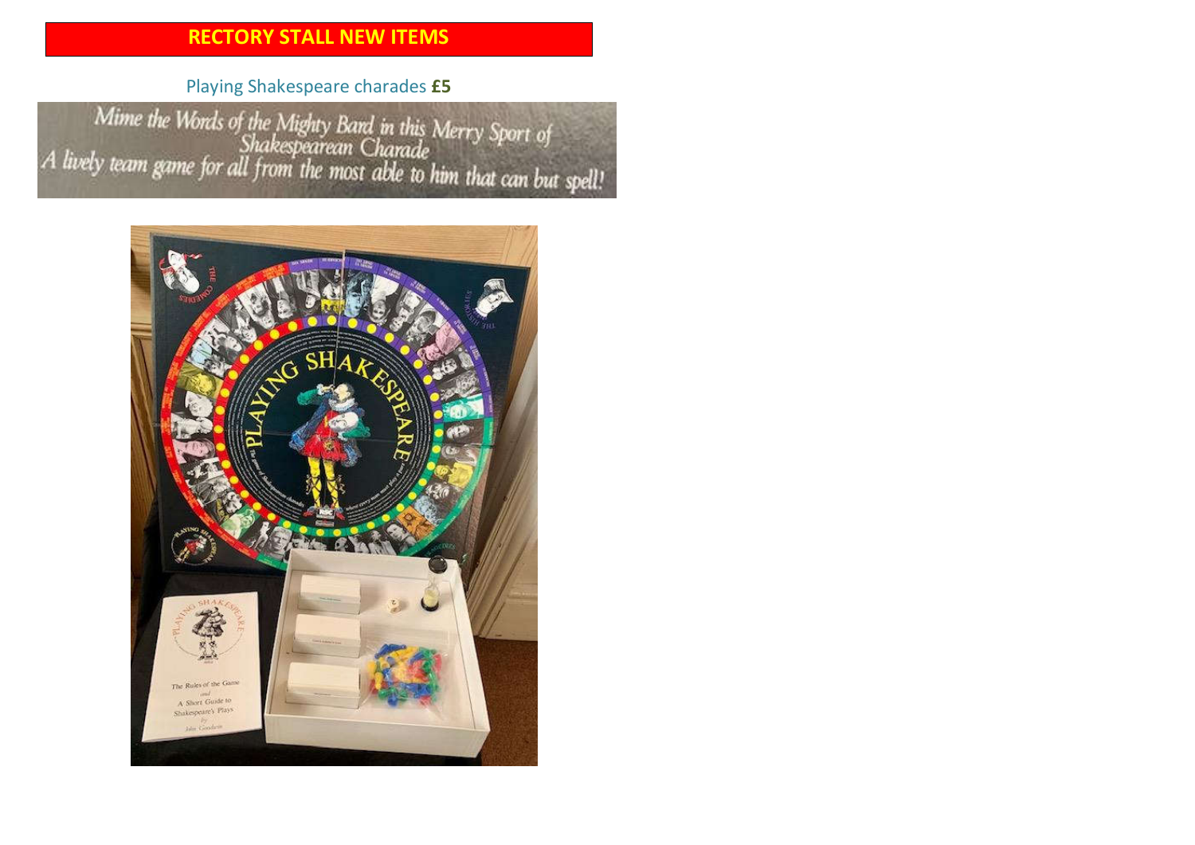# RECTORY STALL NEW ITEMS

Playing Shakespeare charades **£5**